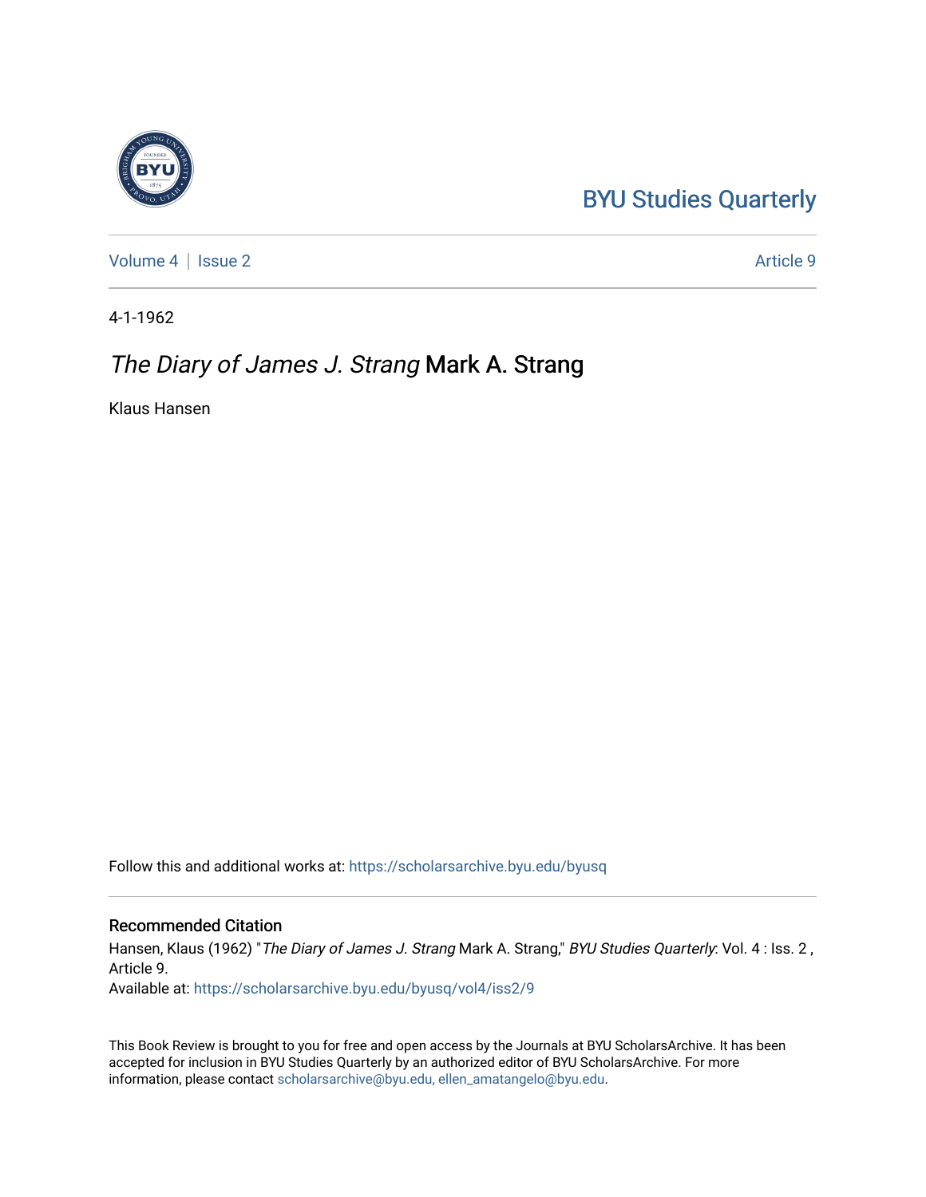BYU Studies Quarterly

Volume 4 | Issue 2 Article 9

4-1-1962

# *The Diary of James J. Strang* Mark A. Strang

Klaus Hansen

Follow this and additional works at: https://scholarsarchive.byu.edu/byusq

## Recommended Citation

Hansen, Klaus (1962) "*The Diary of James J. Strang* Mark A. Strang," *BYU Studies Quarterly*: Vol. 4 : Iss. 2 , Article 9.
Available at: https://scholarsarchive.byu.edu/byusq/vol4/iss2/9

This Book Review is brought to you for free and open access by the Journals at BYU ScholarsArchive. It has been accepted for inclusion in BYU Studies Quarterly by an authorized editor of BYU ScholarsArchive. For more information, please contact scholarsarchive@byu.edu, ellen_amatangelo@byu.edu.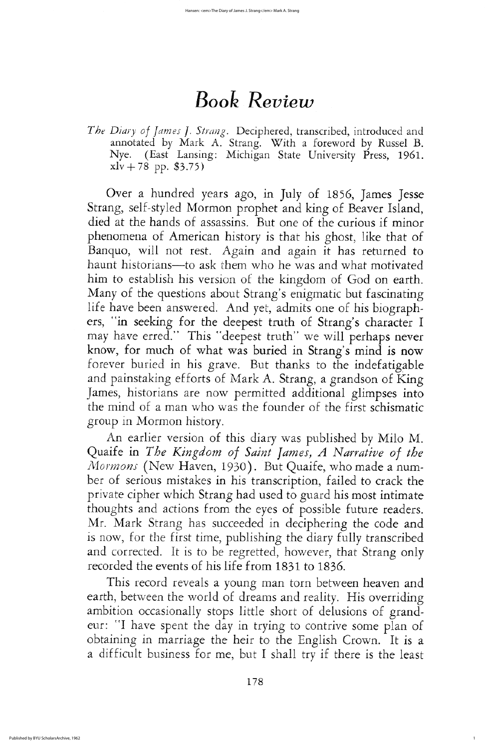# Book Review

*The Diary of James J. Strang.* Deciphered, transcribed, introduced and annotated by Mark A. Strang. With a foreword by Russel B. Nye. (East Lansing: Michigan State University Press, 1961. xlv + 78 pp. $3.75)

Over a hundred years ago, in July of 1856, James Jesse Strang, self-styled Mormon prophet and king of Beaver Island, died at the hands of assassins. But one of the curious if minor phenomena of American history is that his ghost, like that of Banquo, will not rest. Again and again it has returned to haunt historians—to ask them who he was and what motivated him to establish his version of the kingdom of God on earth. Many of the questions about Strang's enigmatic but fascinating life have been answered. And yet, admits one of his biographers, "in seeking for the deepest truth of Strang's character I may have erred." This "deepest truth" we will perhaps never know, for much of what was buried in Strang's mind is now forever buried in his grave. But thanks to the indefatigable and painstaking efforts of Mark A. Strang, a grandson of King James, historians are now permitted additional glimpses into the mind of a man who was the founder of the first schismatic group in Mormon history.

An earlier version of this diary was published by Milo M. Quaife in *The Kingdom of Saint James, A Narrative of the Mormons* (New Haven, 1930). But Quaife, who made a number of serious mistakes in his transcription, failed to crack the private cipher which Strang had used to guard his most intimate thoughts and actions from the eyes of possible future readers. Mr. Mark Strang has succeeded in deciphering the code and is now, for the first time, publishing the diary fully transcribed and corrected. It is to be regretted, however, that Strang only recorded the events of his life from 1831 to 1836.

This record reveals a young man torn between heaven and earth, between the world of dreams and reality. His overriding ambition occasionally stops little short of delusions of grandeur: "I have spent the day in trying to contrive some plan of obtaining in marriage the heir to the English Crown. It is a a difficult business for me, but I shall try if there is the least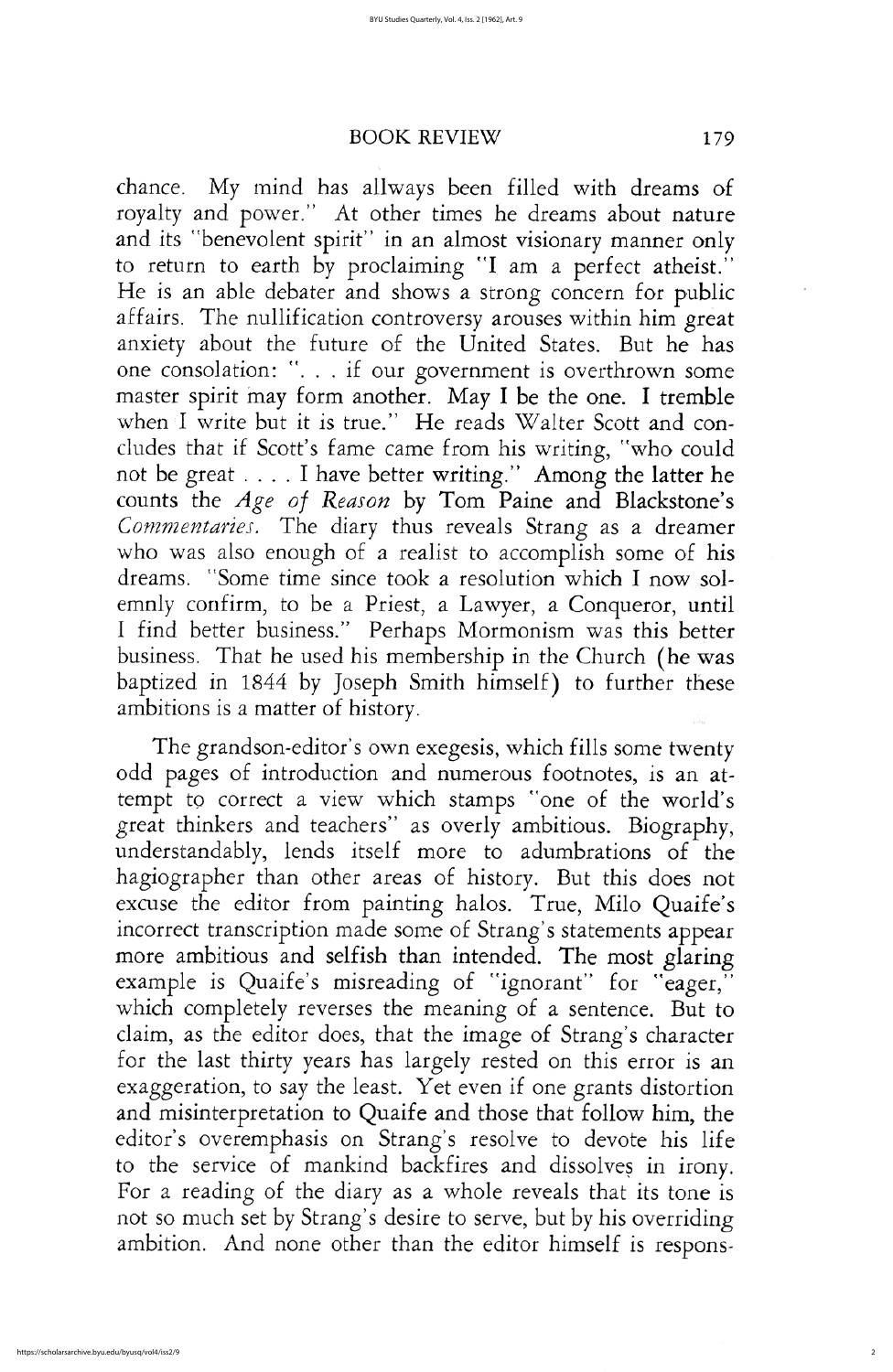chance. My mind has allways been filled with dreams of royalty and power." At other times he dreams about nature and its "benevolent spirit" in an almost visionary manner only to return to earth by proclaiming "I am a perfect atheist." He is an able debater and shows a strong concern for public affairs. The nullification controversy arouses within him great anxiety about the future of the United States. But he has one consolation: ". . . if our government is overthrown some master spirit may form another. May I be the one. I tremble when I write but it is true." He reads Walter Scott and concludes that if Scott's fame came from his writing, "who could not be great . . . . I have better writing." Among the latter he counts the *Age of Reason* by Tom Paine and Blackstone's *Commentaries*. The diary thus reveals Strang as a dreamer who was also enough of a realist to accomplish some of his dreams. "Some time since took a resolution which I now solemnly confirm, to be a Priest, a Lawyer, a Conqueror, until I find better business." Perhaps Mormonism was this better business. That he used his membership in the Church (he was baptized in 1844 by Joseph Smith himself) to further these ambitions is a matter of history.

The grandson-editor's own exegesis, which fills some twenty odd pages of introduction and numerous footnotes, is an attempt to correct a view which stamps "one of the world's great thinkers and teachers" as overly ambitious. Biography, understandably, lends itself more to adumbrations of the hagiographer than other areas of history. But this does not excuse the editor from painting halos. True, Milo Quaife's incorrect transcription made some of Strang's statements appear more ambitious and selfish than intended. The most glaring example is Quaife's misreading of "ignorant" for "eager," which completely reverses the meaning of a sentence. But to claim, as the editor does, that the image of Strang's character for the last thirty years has largely rested on this error is an exaggeration, to say the least. Yet even if one grants distortion and misinterpretation to Quaife and those that follow him, the editor's overemphasis on Strang's resolve to devote his life to the service of mankind backfires and dissolves in irony. For a reading of the diary as a whole reveals that its tone is not so much set by Strang's desire to serve, but by his overriding ambition. And none other than the editor himself is respons-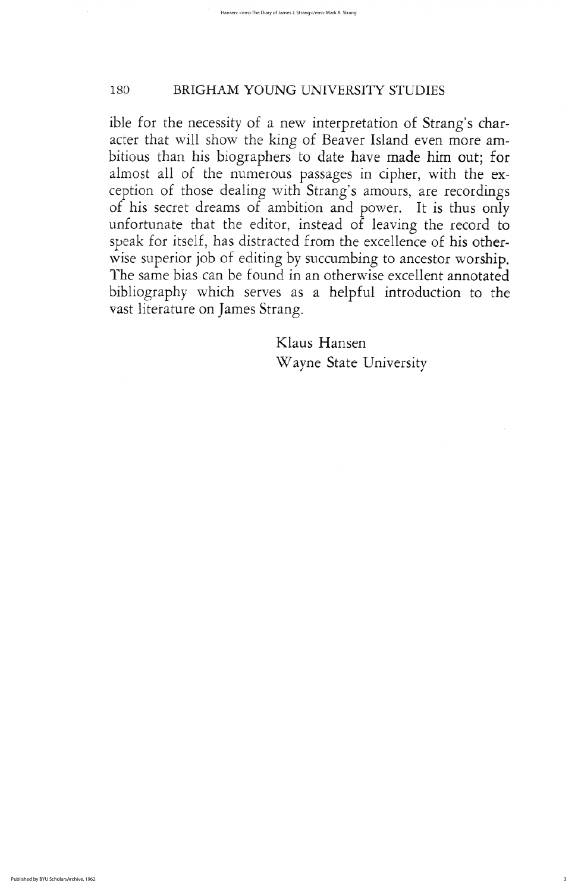ible for the necessity of a new interpretation of Strang's character that will show the king of Beaver Island even more ambitious than his biographers to date have made him out; for almost all of the numerous passages in cipher, with the exception of those dealing with Strang's amours, are recordings of his secret dreams of ambition and power. It is thus only unfortunate that the editor, instead of leaving the record to speak for itself, has distracted from the excellence of his otherwise superior job of editing by succumbing to ancestor worship. The same bias can be found in an otherwise excellent annotated bibliography which serves as a helpful introduction to the vast literature on James Strang.

Klaus Hansen
Wayne State University